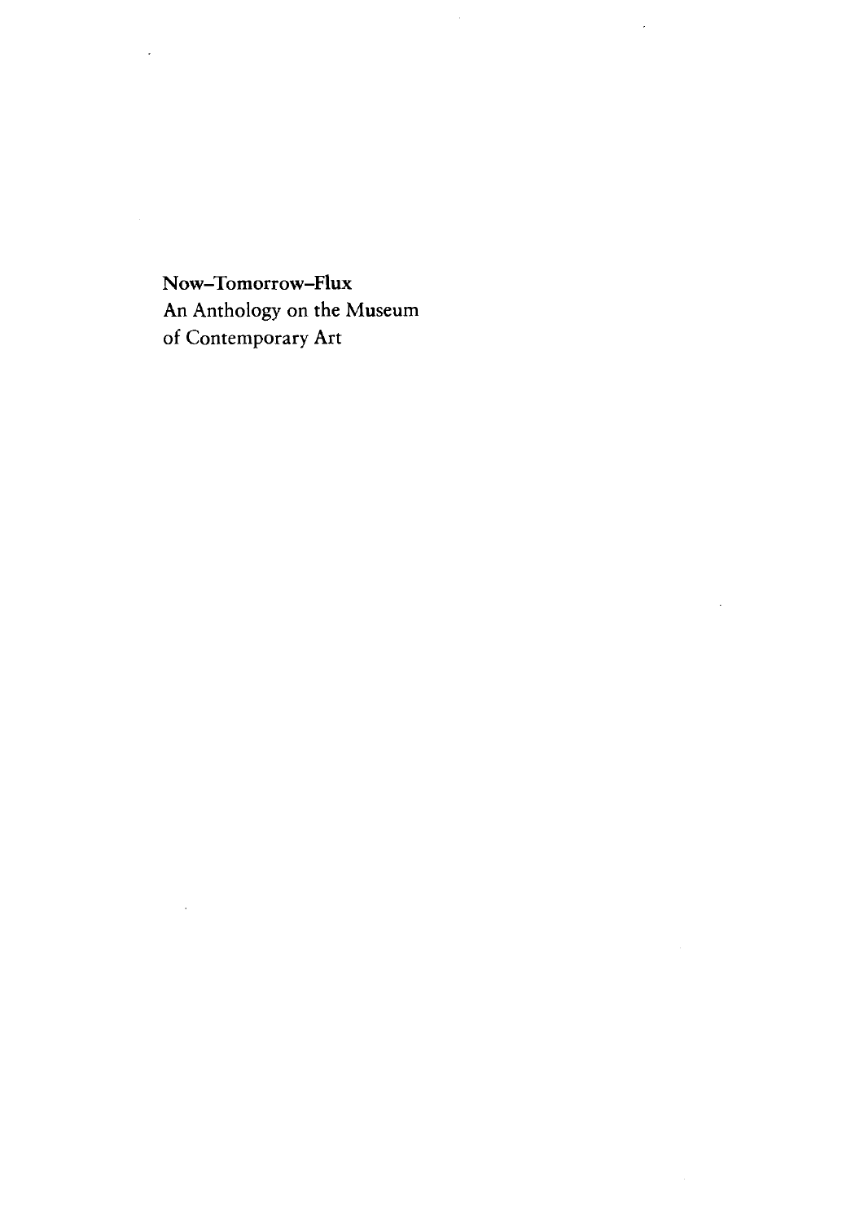**Now–Tomorrow–Flux**
An Anthology on the Museum
of Contemporary Art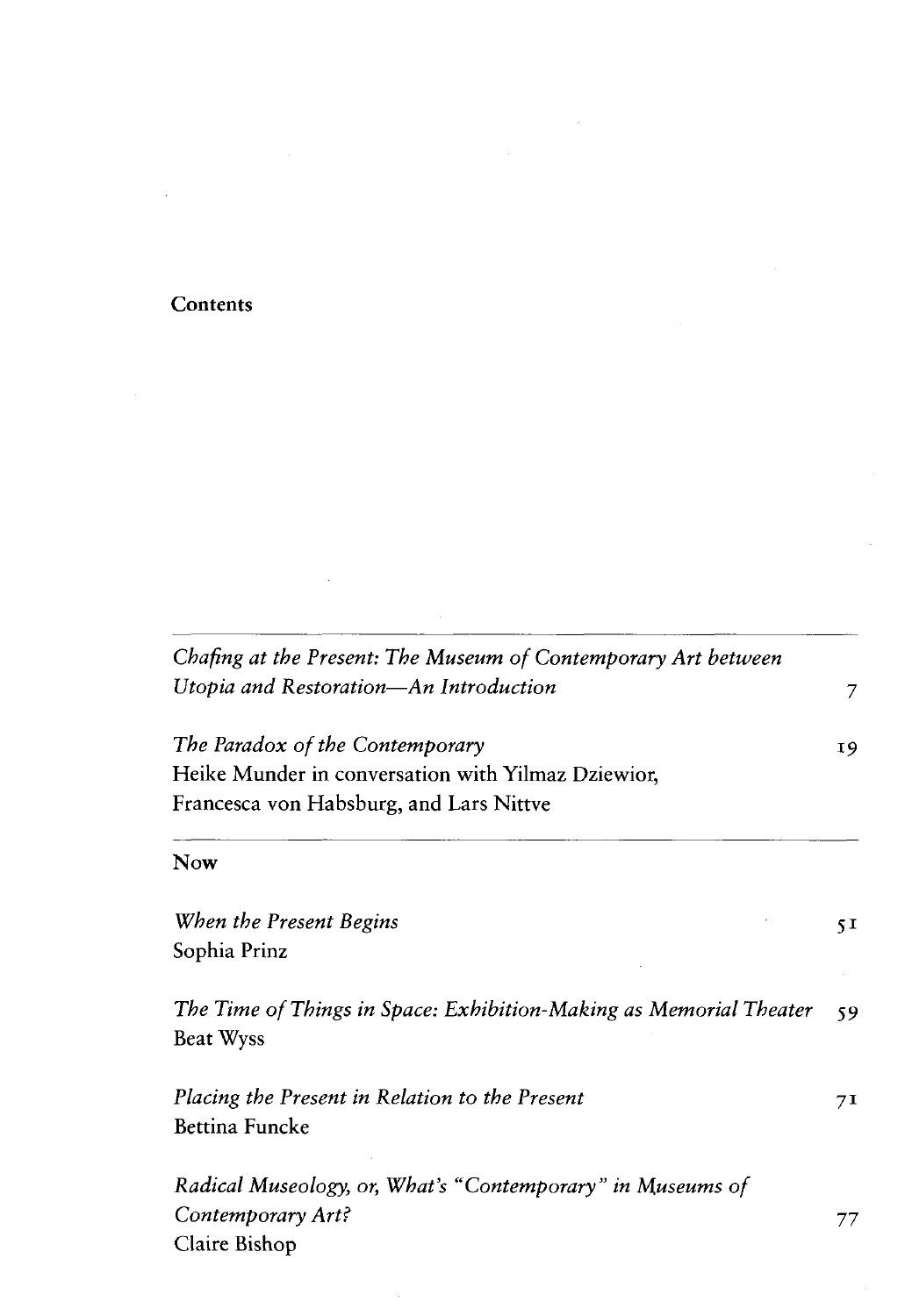# Contents

*Chafing at the Present: The Museum of Contemporary Art between Utopia and Restoration—An Introduction* 7

*The Paradox of the Contemporary* 19
Heike Munder in conversation with Yilmaz Dziewior, Francesca von Habsburg, and Lars Nittve

## Now

*When the Present Begins* 51
Sophia Prinz

*The Time of Things in Space: Exhibition-Making as Memorial Theater* 59
Beat Wyss

*Placing the Present in Relation to the Present* 71
Bettina Funcke

*Radical Museology, or, What's "Contemporary" in Museums of Contemporary Art?* 77
Claire Bishop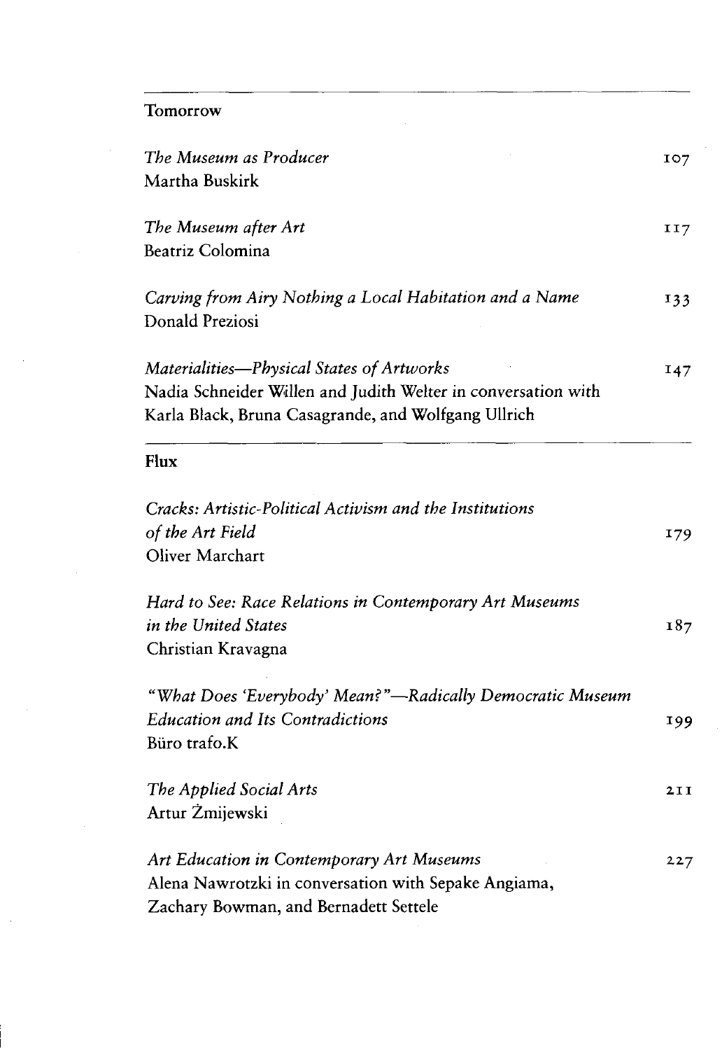## Tomorrow

*The Museum as Producer* 107
Martha Buskirk

*The Museum after Art* 117
Beatriz Colomina

*Carving from Airy Nothing a Local Habitation and a Name* 133
Donald Preziosi

*Materialities—Physical States of Artworks* 147
Nadia Schneider Willen and Judith Welter in conversation with Karla Black, Bruna Casagrande, and Wolfgang Ullrich

## Flux

*Cracks: Artistic-Political Activism and the Institutions of the Art Field* 179
Oliver Marchart

*Hard to See: Race Relations in Contemporary Art Museums in the United States* 187
Christian Kravagna

*"What Does 'Everybody' Mean?"—Radically Democratic Museum Education and Its Contradictions* 199
Büro trafo.K

*The Applied Social Arts* 211
Artur Żmijewski

*Art Education in Contemporary Art Museums* 227
Alena Nawrotzki in conversation with Sepake Angiama, Zachary Bowman, and Bernadett Settele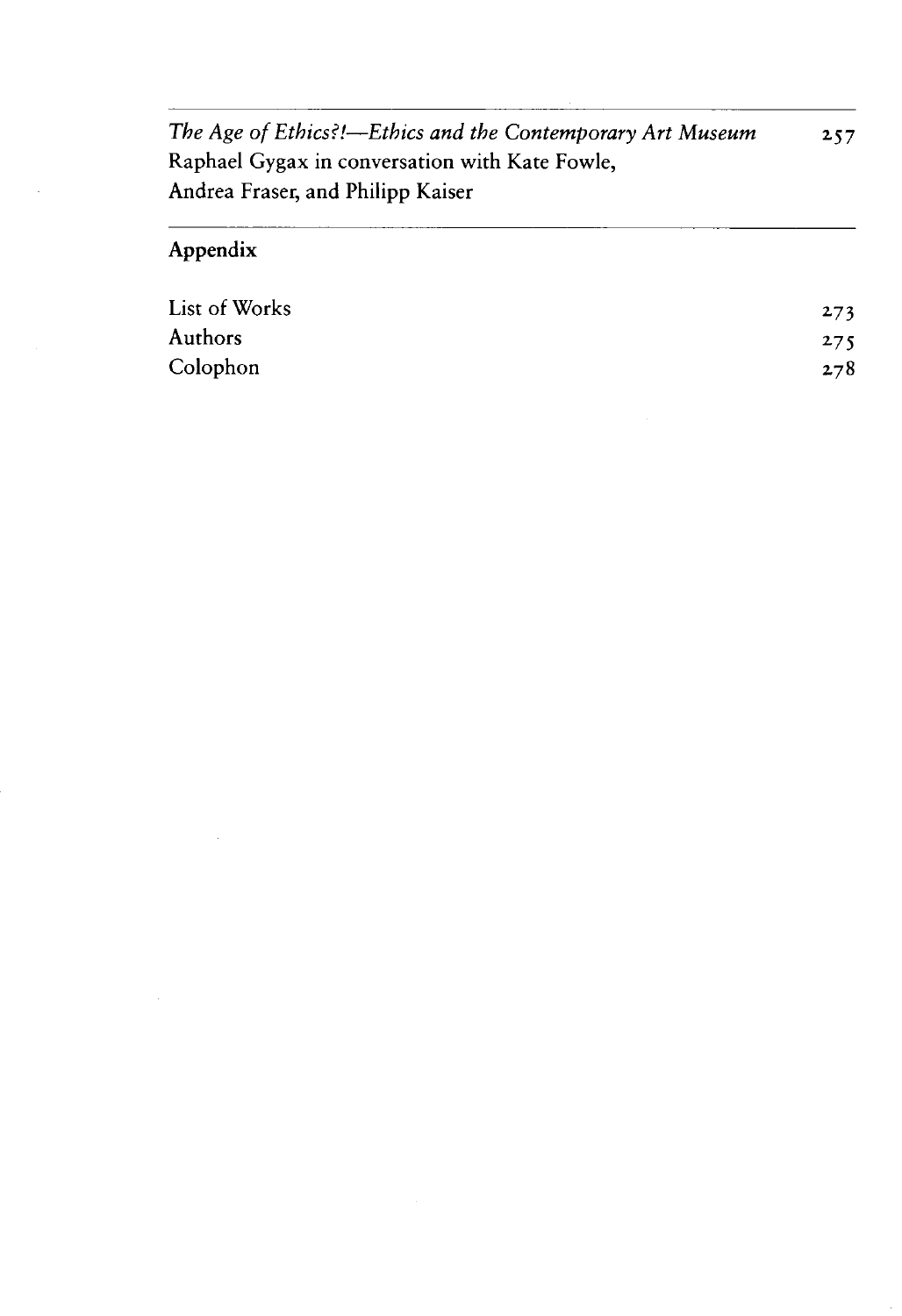*The Age of Ethics?!—Ethics and the Contemporary Art Museum* 257
Raphael Gygax in conversation with Kate Fowle, Andrea Fraser, and Philipp Kaiser

**Appendix**

List of Works 273
Authors 275
Colophon 278